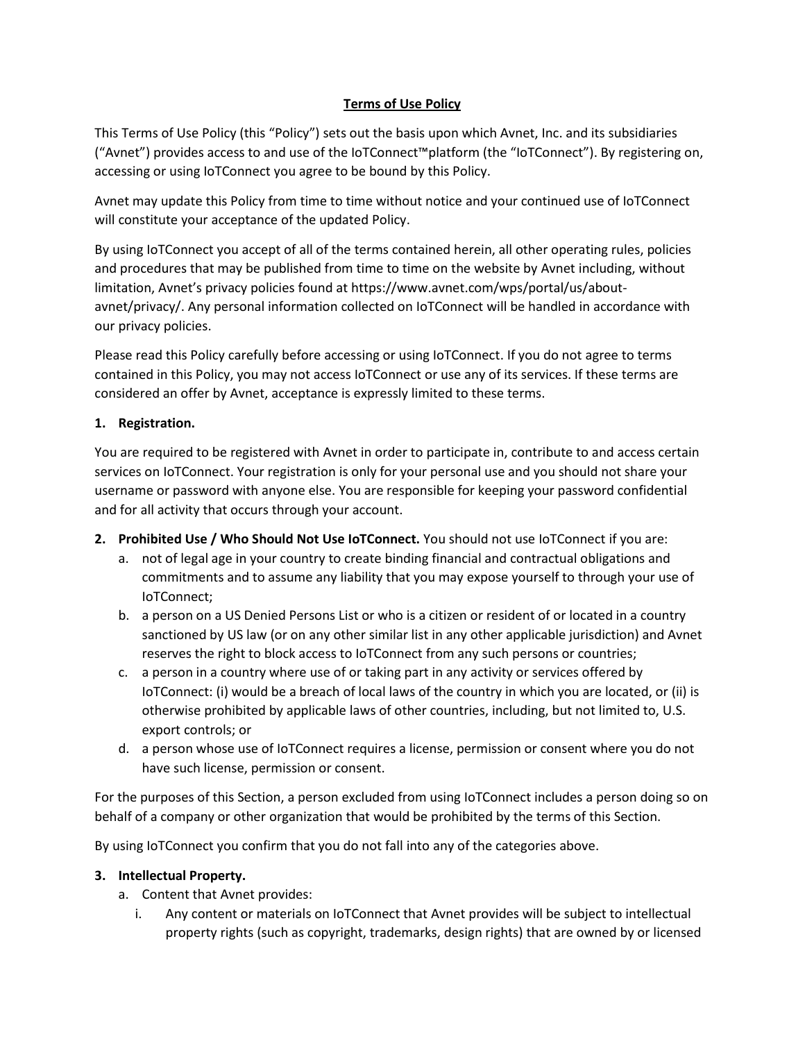# Terms of Use Policy

This Terms of Use Policy (this "Policy") sets out the basis upon which Avnet, Inc. and its subsidiaries ("Avnet") provides access to and use of the IoTConnect™platform (the "IoTConnect"). By registering on, accessing or using IoTConnect you agree to be bound by this Policy.

Avnet may update this Policy from time to time without notice and your continued use of IoTConnect will constitute your acceptance of the updated Policy.

By using IoTConnect you accept of all of the terms contained herein, all other operating rules, policies and procedures that may be published from time to time on the website by Avnet including, without limitation, Avnet's privacy policies found at https://www.avnet.com/wps/portal/us/about-avnet/privacy/. Any personal information collected on IoTConnect will be handled in accordance with our privacy policies.

Please read this Policy carefully before accessing or using IoTConnect. If you do not agree to terms contained in this Policy, you may not access IoTConnect or use any of its services. If these terms are considered an offer by Avnet, acceptance is expressly limited to these terms.

**1. Registration.**

You are required to be registered with Avnet in order to participate in, contribute to and access certain services on IoTConnect. Your registration is only for your personal use and you should not share your username or password with anyone else. You are responsible for keeping your password confidential and for all activity that occurs through your account.

**2. Prohibited Use / Who Should Not Use IoTConnect.** You should not use IoTConnect if you are:

a. not of legal age in your country to create binding financial and contractual obligations and commitments and to assume any liability that you may expose yourself to through your use of IoTConnect;

b. a person on a US Denied Persons List or who is a citizen or resident of or located in a country sanctioned by US law (or on any other similar list in any other applicable jurisdiction) and Avnet reserves the right to block access to IoTConnect from any such persons or countries;

c. a person in a country where use of or taking part in any activity or services offered by IoTConnect: (i) would be a breach of local laws of the country in which you are located, or (ii) is otherwise prohibited by applicable laws of other countries, including, but not limited to, U.S. export controls; or

d. a person whose use of IoTConnect requires a license, permission or consent where you do not have such license, permission or consent.

For the purposes of this Section, a person excluded from using IoTConnect includes a person doing so on behalf of a company or other organization that would be prohibited by the terms of this Section.

By using IoTConnect you confirm that you do not fall into any of the categories above.

**3. Intellectual Property.**

a. Content that Avnet provides:

i. Any content or materials on IoTConnect that Avnet provides will be subject to intellectual property rights (such as copyright, trademarks, design rights) that are owned by or licensed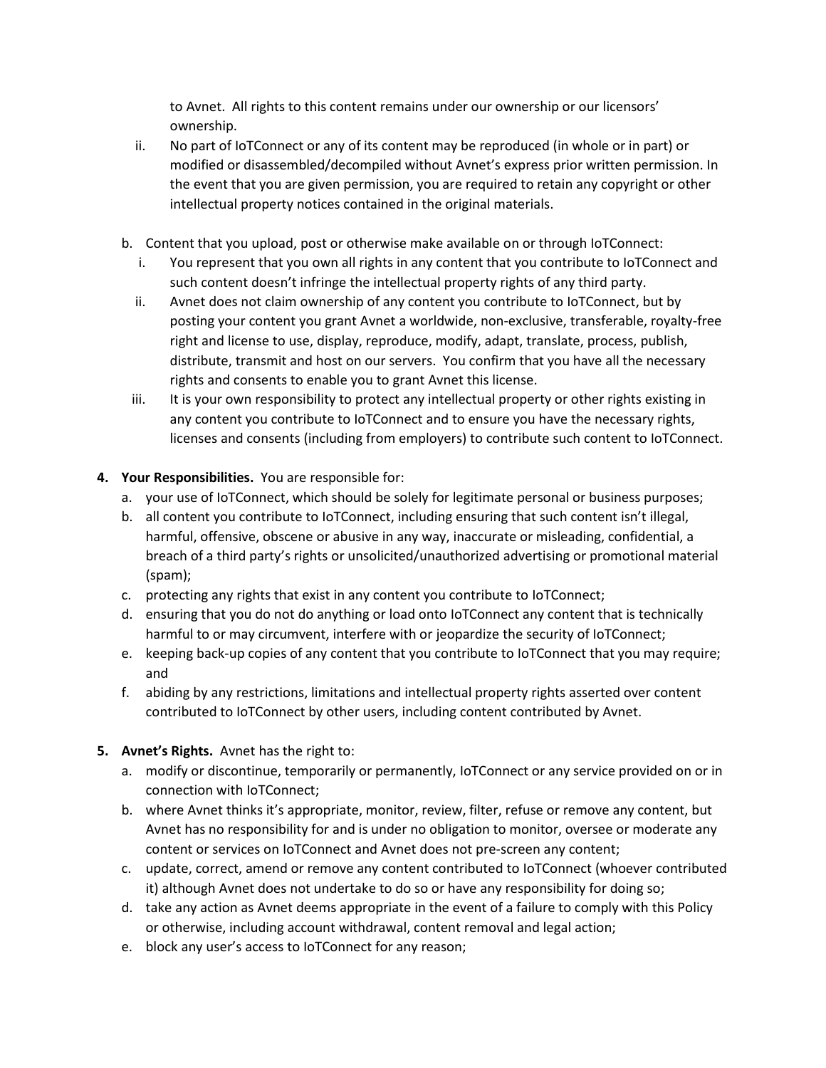to Avnet. All rights to this content remains under our ownership or our licensors' ownership.

ii. No part of IoTConnect or any of its content may be reproduced (in whole or in part) or modified or disassembled/decompiled without Avnet's express prior written permission. In the event that you are given permission, you are required to retain any copyright or other intellectual property notices contained in the original materials.

b. Content that you upload, post or otherwise make available on or through IoTConnect:

i. You represent that you own all rights in any content that you contribute to IoTConnect and such content doesn't infringe the intellectual property rights of any third party.

ii. Avnet does not claim ownership of any content you contribute to IoTConnect, but by posting your content you grant Avnet a worldwide, non-exclusive, transferable, royalty-free right and license to use, display, reproduce, modify, adapt, translate, process, publish, distribute, transmit and host on our servers. You confirm that you have all the necessary rights and consents to enable you to grant Avnet this license.

iii. It is your own responsibility to protect any intellectual property or other rights existing in any content you contribute to IoTConnect and to ensure you have the necessary rights, licenses and consents (including from employers) to contribute such content to IoTConnect.

**4. Your Responsibilities.** You are responsible for:

a. your use of IoTConnect, which should be solely for legitimate personal or business purposes;

b. all content you contribute to IoTConnect, including ensuring that such content isn't illegal, harmful, offensive, obscene or abusive in any way, inaccurate or misleading, confidential, a breach of a third party's rights or unsolicited/unauthorized advertising or promotional material (spam);

c. protecting any rights that exist in any content you contribute to IoTConnect;

d. ensuring that you do not do anything or load onto IoTConnect any content that is technically harmful to or may circumvent, interfere with or jeopardize the security of IoTConnect;

e. keeping back-up copies of any content that you contribute to IoTConnect that you may require; and

f. abiding by any restrictions, limitations and intellectual property rights asserted over content contributed to IoTConnect by other users, including content contributed by Avnet.

**5. Avnet's Rights.** Avnet has the right to:

a. modify or discontinue, temporarily or permanently, IoTConnect or any service provided on or in connection with IoTConnect;

b. where Avnet thinks it's appropriate, monitor, review, filter, refuse or remove any content, but Avnet has no responsibility for and is under no obligation to monitor, oversee or moderate any content or services on IoTConnect and Avnet does not pre-screen any content;

c. update, correct, amend or remove any content contributed to IoTConnect (whoever contributed it) although Avnet does not undertake to do so or have any responsibility for doing so;

d. take any action as Avnet deems appropriate in the event of a failure to comply with this Policy or otherwise, including account withdrawal, content removal and legal action;

e. block any user's access to IoTConnect for any reason;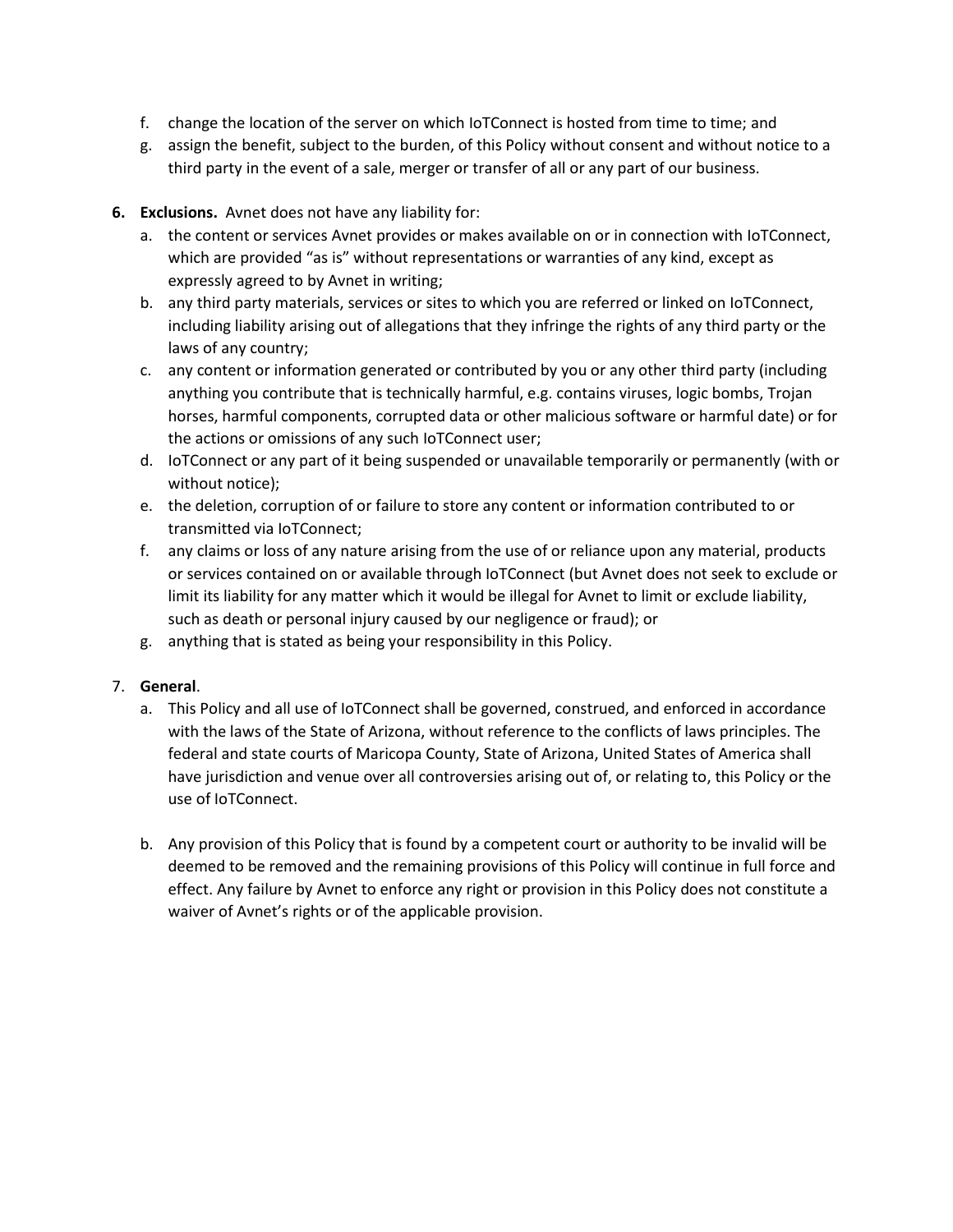f. change the location of the server on which IoTConnect is hosted from time to time; and
g. assign the benefit, subject to the burden, of this Policy without consent and without notice to a third party in the event of a sale, merger or transfer of all or any part of our business.

6. **Exclusions.** Avnet does not have any liability for:
   a. the content or services Avnet provides or makes available on or in connection with IoTConnect, which are provided "as is" without representations or warranties of any kind, except as expressly agreed to by Avnet in writing;
   b. any third party materials, services or sites to which you are referred or linked on IoTConnect, including liability arising out of allegations that they infringe the rights of any third party or the laws of any country;
   c. any content or information generated or contributed by you or any other third party (including anything you contribute that is technically harmful, e.g. contains viruses, logic bombs, Trojan horses, harmful components, corrupted data or other malicious software or harmful date) or for the actions or omissions of any such IoTConnect user;
   d. IoTConnect or any part of it being suspended or unavailable temporarily or permanently (with or without notice);
   e. the deletion, corruption of or failure to store any content or information contributed to or transmitted via IoTConnect;
   f. any claims or loss of any nature arising from the use of or reliance upon any material, products or services contained on or available through IoTConnect (but Avnet does not seek to exclude or limit its liability for any matter which it would be illegal for Avnet to limit or exclude liability, such as death or personal injury caused by our negligence or fraud); or
   g. anything that is stated as being your responsibility in this Policy.

7. **General**.
   a. This Policy and all use of IoTConnect shall be governed, construed, and enforced in accordance with the laws of the State of Arizona, without reference to the conflicts of laws principles. The federal and state courts of Maricopa County, State of Arizona, United States of America shall have jurisdiction and venue over all controversies arising out of, or relating to, this Policy or the use of IoTConnect.

   b. Any provision of this Policy that is found by a competent court or authority to be invalid will be deemed to be removed and the remaining provisions of this Policy will continue in full force and effect. Any failure by Avnet to enforce any right or provision in this Policy does not constitute a waiver of Avnet's rights or of the applicable provision.